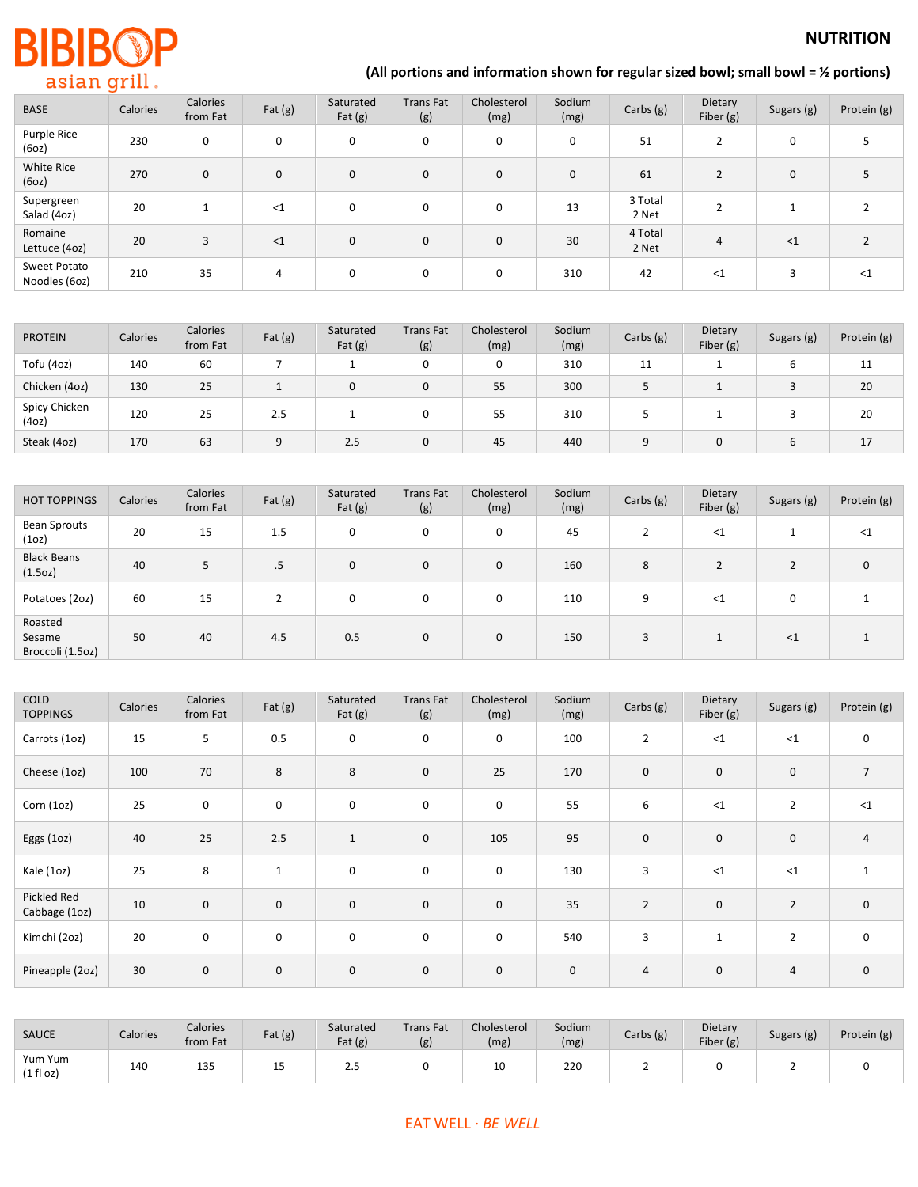# BIBIBOP asian grill

## NUTRITION

**(All portions and information shown for regular sized bowl; small bowl = ½ portions)**

| BASE | Calories | Calories from Fat | Fat (g) | Saturated Fat (g) | Trans Fat (g) | Cholesterol (mg) | Sodium (mg) | Carbs (g) | Dietary Fiber (g) | Sugars (g) | Protein (g) |
|---|---|---|---|---|---|---|---|---|---|---|---|
| Purple Rice (6oz) | 230 | 0 | 0 | 0 | 0 | 0 | 0 | 51 | 2 | 0 | 5 |
| White Rice (6oz) | 270 | 0 | 0 | 0 | 0 | 0 | 0 | 61 | 2 | 0 | 5 |
| Supergreen Salad (4oz) | 20 | 1 | <1 | 0 | 0 | 0 | 13 | 3 Total 2 Net | 2 | 1 | 2 |
| Romaine Lettuce (4oz) | 20 | 3 | <1 | 0 | 0 | 0 | 30 | 4 Total 2 Net | 4 | <1 | 2 |
| Sweet Potato Noodles (6oz) | 210 | 35 | 4 | 0 | 0 | 0 | 310 | 42 | <1 | 3 | <1 |

| PROTEIN | Calories | Calories from Fat | Fat (g) | Saturated Fat (g) | Trans Fat (g) | Cholesterol (mg) | Sodium (mg) | Carbs (g) | Dietary Fiber (g) | Sugars (g) | Protein (g) |
|---|---|---|---|---|---|---|---|---|---|---|---|
| Tofu (4oz) | 140 | 60 | 7 | 1 | 0 | 0 | 310 | 11 | 1 | 6 | 11 |
| Chicken (4oz) | 130 | 25 | 1 | 0 | 0 | 55 | 300 | 5 | 1 | 3 | 20 |
| Spicy Chicken (4oz) | 120 | 25 | 2.5 | 1 | 0 | 55 | 310 | 5 | 1 | 3 | 20 |
| Steak (4oz) | 170 | 63 | 9 | 2.5 | 0 | 45 | 440 | 9 | 0 | 6 | 17 |

| HOT TOPPINGS | Calories | Calories from Fat | Fat (g) | Saturated Fat (g) | Trans Fat (g) | Cholesterol (mg) | Sodium (mg) | Carbs (g) | Dietary Fiber (g) | Sugars (g) | Protein (g) |
|---|---|---|---|---|---|---|---|---|---|---|---|
| Bean Sprouts (1oz) | 20 | 15 | 1.5 | 0 | 0 | 0 | 45 | 2 | <1 | 1 | <1 |
| Black Beans (1.5oz) | 40 | 5 | .5 | 0 | 0 | 0 | 160 | 8 | 2 | 2 | 0 |
| Potatoes (2oz) | 60 | 15 | 2 | 0 | 0 | 0 | 110 | 9 | <1 | 0 | 1 |
| Roasted Sesame Broccoli (1.5oz) | 50 | 40 | 4.5 | 0.5 | 0 | 0 | 150 | 3 | 1 | <1 | 1 |

| COLD TOPPINGS | Calories | Calories from Fat | Fat (g) | Saturated Fat (g) | Trans Fat (g) | Cholesterol (mg) | Sodium (mg) | Carbs (g) | Dietary Fiber (g) | Sugars (g) | Protein (g) |
|---|---|---|---|---|---|---|---|---|---|---|---|
| Carrots (1oz) | 15 | 5 | 0.5 | 0 | 0 | 0 | 100 | 2 | <1 | <1 | 0 |
| Cheese (1oz) | 100 | 70 | 8 | 8 | 0 | 25 | 170 | 0 | 0 | 0 | 7 |
| Corn (1oz) | 25 | 0 | 0 | 0 | 0 | 0 | 55 | 6 | <1 | 2 | <1 |
| Eggs (1oz) | 40 | 25 | 2.5 | 1 | 0 | 105 | 95 | 0 | 0 | 0 | 4 |
| Kale (1oz) | 25 | 8 | 1 | 0 | 0 | 0 | 130 | 3 | <1 | <1 | 1 |
| Pickled Red Cabbage (1oz) | 10 | 0 | 0 | 0 | 0 | 0 | 35 | 2 | 0 | 2 | 0 |
| Kimchi (2oz) | 20 | 0 | 0 | 0 | 0 | 0 | 540 | 3 | 1 | 2 | 0 |
| Pineapple (2oz) | 30 | 0 | 0 | 0 | 0 | 0 | 0 | 4 | 0 | 4 | 0 |

| SAUCE | Calories | Calories from Fat | Fat (g) | Saturated Fat (g) | Trans Fat (g) | Cholesterol (mg) | Sodium (mg) | Carbs (g) | Dietary Fiber (g) | Sugars (g) | Protein (g) |
|---|---|---|---|---|---|---|---|---|---|---|---|
| Yum Yum (1 fl oz) | 140 | 135 | 15 | 2.5 | 0 | 10 | 220 | 2 | 0 | 2 | 0 |

EAT WELL · *BE WELL*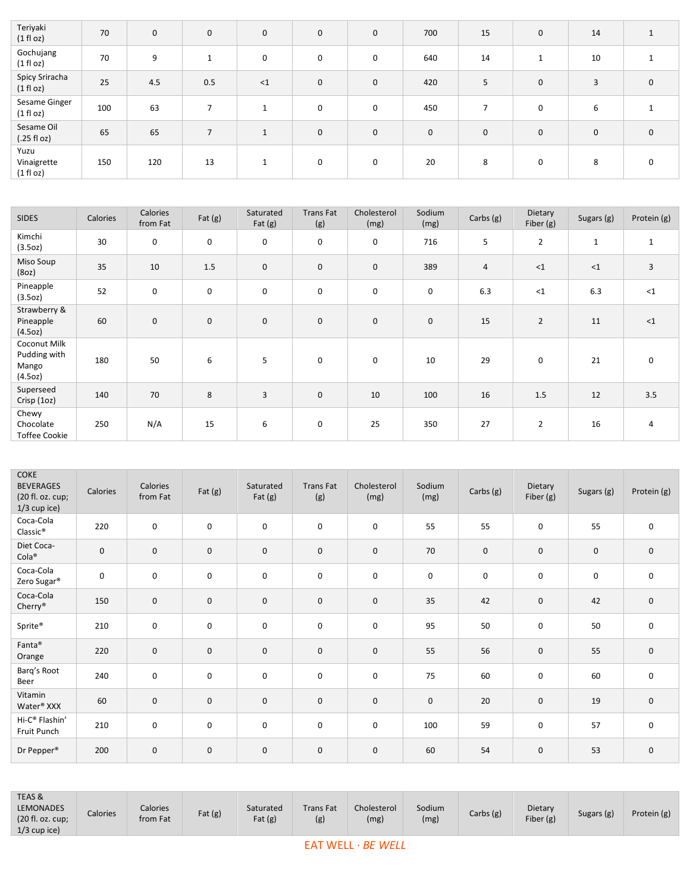| | | | | | | | | | | | |
|---|---|---|---|---|---|---|---|---|---|---|---|
| Teriyaki (1 fl oz) | 70 | 0 | 0 | 0 | 0 | 0 | 700 | 15 | 0 | 14 | 1 |
| Gochujang (1 fl oz) | 70 | 9 | 1 | 0 | 0 | 0 | 640 | 14 | 1 | 10 | 1 |
| Spicy Sriracha (1 fl oz) | 25 | 4.5 | 0.5 | <1 | 0 | 0 | 420 | 5 | 0 | 3 | 0 |
| Sesame Ginger (1 fl oz) | 100 | 63 | 7 | 1 | 0 | 0 | 450 | 7 | 0 | 6 | 1 |
| Sesame Oil (.25 fl oz) | 65 | 65 | 7 | 1 | 0 | 0 | 0 | 0 | 0 | 0 | 0 |
| Yuzu Vinaigrette (1 fl oz) | 150 | 120 | 13 | 1 | 0 | 0 | 20 | 8 | 0 | 8 | 0 |

| SIDES | Calories | Calories from Fat | Fat (g) | Saturated Fat (g) | Trans Fat (g) | Cholesterol (mg) | Sodium (mg) | Carbs (g) | Dietary Fiber (g) | Sugars (g) | Protein (g) |
|---|---|---|---|---|---|---|---|---|---|---|---|
| Kimchi (3.5oz) | 30 | 0 | 0 | 0 | 0 | 0 | 716 | 5 | 2 | 1 | 1 |
| Miso Soup (8oz) | 35 | 10 | 1.5 | 0 | 0 | 0 | 389 | 4 | <1 | <1 | 3 |
| Pineapple (3.5oz) | 52 | 0 | 0 | 0 | 0 | 0 | 0 | 6.3 | <1 | 6.3 | <1 |
| Strawberry & Pineapple (4.5oz) | 60 | 0 | 0 | 0 | 0 | 0 | 0 | 15 | 2 | 11 | <1 |
| Coconut Milk Pudding with Mango (4.5oz) | 180 | 50 | 6 | 5 | 0 | 0 | 10 | 29 | 0 | 21 | 0 |
| Superseed Crisp (1oz) | 140 | 70 | 8 | 3 | 0 | 10 | 100 | 16 | 1.5 | 12 | 3.5 |
| Chewy Chocolate Toffee Cookie | 250 | N/A | 15 | 6 | 0 | 25 | 350 | 27 | 2 | 16 | 4 |

| COKE BEVERAGES (20 fl. oz. cup; 1/3 cup ice) | Calories | Calories from Fat | Fat (g) | Saturated Fat (g) | Trans Fat (g) | Cholesterol (mg) | Sodium (mg) | Carbs (g) | Dietary Fiber (g) | Sugars (g) | Protein (g) |
|---|---|---|---|---|---|---|---|---|---|---|---|
| Coca-Cola Classic® | 220 | 0 | 0 | 0 | 0 | 0 | 55 | 55 | 0 | 55 | 0 |
| Diet Coca-Cola® | 0 | 0 | 0 | 0 | 0 | 0 | 70 | 0 | 0 | 0 | 0 |
| Coca-Cola Zero Sugar® | 0 | 0 | 0 | 0 | 0 | 0 | 0 | 0 | 0 | 0 | 0 |
| Coca-Cola Cherry® | 150 | 0 | 0 | 0 | 0 | 0 | 35 | 42 | 0 | 42 | 0 |
| Sprite® | 210 | 0 | 0 | 0 | 0 | 0 | 95 | 50 | 0 | 50 | 0 |
| Fanta® Orange | 220 | 0 | 0 | 0 | 0 | 0 | 55 | 56 | 0 | 55 | 0 |
| Barq's Root Beer | 240 | 0 | 0 | 0 | 0 | 0 | 75 | 60 | 0 | 60 | 0 |
| Vitamin Water® XXX | 60 | 0 | 0 | 0 | 0 | 0 | 0 | 20 | 0 | 19 | 0 |
| Hi-C® Flashin' Fruit Punch | 210 | 0 | 0 | 0 | 0 | 0 | 100 | 59 | 0 | 57 | 0 |
| Dr Pepper® | 200 | 0 | 0 | 0 | 0 | 0 | 60 | 54 | 0 | 53 | 0 |

| TEAS & LEMONADES (20 fl. oz. cup; 1/3 cup ice) | Calories | Calories from Fat | Fat (g) | Saturated Fat (g) | Trans Fat (g) | Cholesterol (mg) | Sodium (mg) | Carbs (g) | Dietary Fiber (g) | Sugars (g) | Protein (g) |
|---|---|---|---|---|---|---|---|---|---|---|---|

EAT WELL · *BE WELL*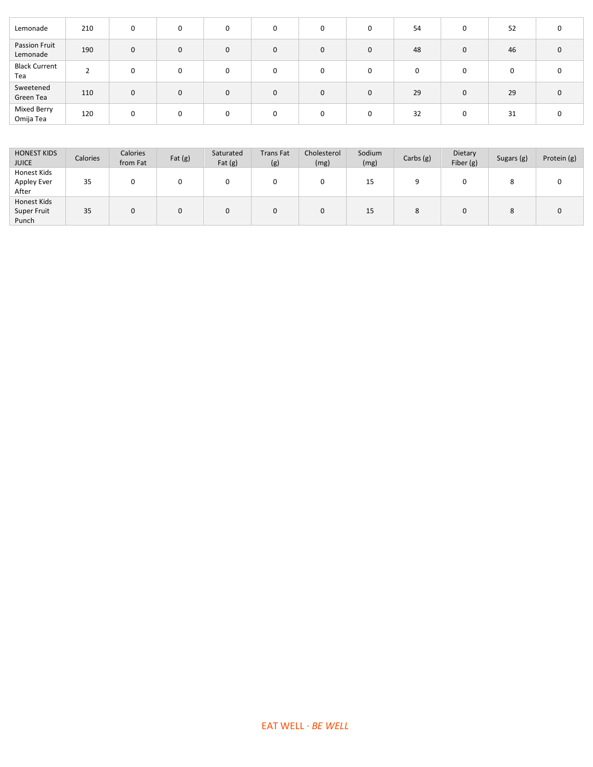| | | | | | | | | | | | |
|---|---|---|---|---|---|---|---|---|---|---|---|
| Lemonade | 210 | 0 | 0 | 0 | 0 | 0 | 0 | 54 | 0 | 52 | 0 |
| Passion Fruit Lemonade | 190 | 0 | 0 | 0 | 0 | 0 | 0 | 48 | 0 | 46 | 0 |
| Black Current Tea | 2 | 0 | 0 | 0 | 0 | 0 | 0 | 0 | 0 | 0 | 0 |
| Sweetened Green Tea | 110 | 0 | 0 | 0 | 0 | 0 | 0 | 29 | 0 | 29 | 0 |
| Mixed Berry Omija Tea | 120 | 0 | 0 | 0 | 0 | 0 | 0 | 32 | 0 | 31 | 0 |

| HONEST KIDS JUICE | Calories | Calories from Fat | Fat (g) | Saturated Fat (g) | Trans Fat (g) | Cholesterol (mg) | Sodium (mg) | Carbs (g) | Dietary Fiber (g) | Sugars (g) | Protein (g) |
|---|---|---|---|---|---|---|---|---|---|---|---|
| Honest Kids Appley Ever After | 35 | 0 | 0 | 0 | 0 | 0 | 15 | 9 | 0 | 8 | 0 |
| Honest Kids Super Fruit Punch | 35 | 0 | 0 | 0 | 0 | 0 | 15 | 8 | 0 | 8 | 0 |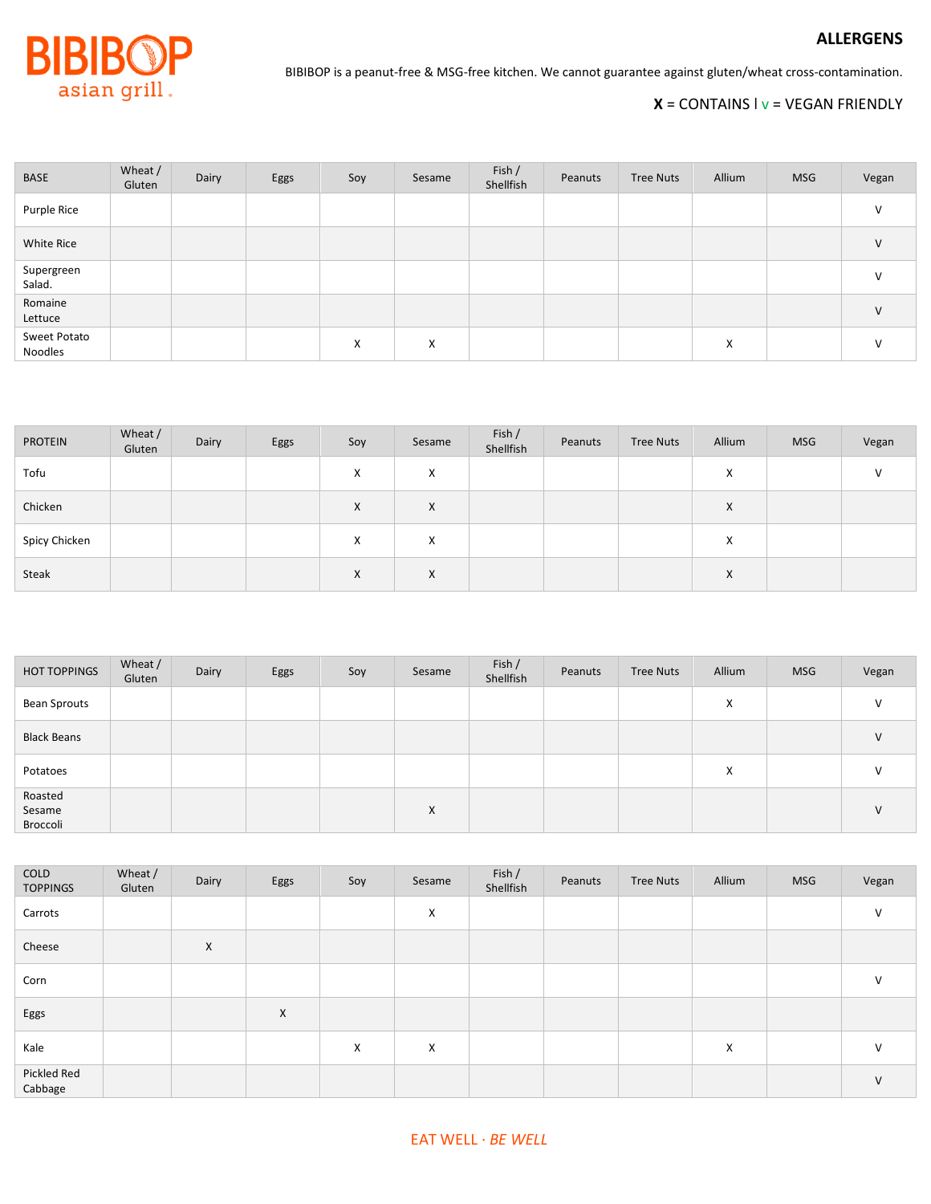BIBIBOP asian grill

## ALLERGENS

BIBIBOP is a peanut-free & MSG-free kitchen. We cannot guarantee against gluten/wheat cross-contamination.

**X** = CONTAINS I v = VEGAN FRIENDLY

| BASE | Wheat / Gluten | Dairy | Eggs | Soy | Sesame | Fish / Shellfish | Peanuts | Tree Nuts | Allium | MSG | Vegan |
|---|---|---|---|---|---|---|---|---|---|---|---|
| Purple Rice | | | | | | | | | | | V |
| White Rice | | | | | | | | | | | V |
| Supergreen Salad. | | | | | | | | | | | V |
| Romaine Lettuce | | | | | | | | | | | V |
| Sweet Potato Noodles | | | | X | X | | | | X | | V |

| PROTEIN | Wheat / Gluten | Dairy | Eggs | Soy | Sesame | Fish / Shellfish | Peanuts | Tree Nuts | Allium | MSG | Vegan |
|---|---|---|---|---|---|---|---|---|---|---|---|
| Tofu | | | | X | X | | | | X | | V |
| Chicken | | | | X | X | | | | X | | |
| Spicy Chicken | | | | X | X | | | | X | | |
| Steak | | | | X | X | | | | X | | |

| HOT TOPPINGS | Wheat / Gluten | Dairy | Eggs | Soy | Sesame | Fish / Shellfish | Peanuts | Tree Nuts | Allium | MSG | Vegan |
|---|---|---|---|---|---|---|---|---|---|---|---|
| Bean Sprouts | | | | | | | | | X | | V |
| Black Beans | | | | | | | | | | | V |
| Potatoes | | | | | | | | | X | | V |
| Roasted Sesame Broccoli | | | | | X | | | | | | V |

| COLD TOPPINGS | Wheat / Gluten | Dairy | Eggs | Soy | Sesame | Fish / Shellfish | Peanuts | Tree Nuts | Allium | MSG | Vegan |
|---|---|---|---|---|---|---|---|---|---|---|---|
| Carrots | | | | | X | | | | | | V |
| Cheese | | X | | | | | | | | | |
| Corn | | | | | | | | | | | V |
| Eggs | | | X | | | | | | | | |
| Kale | | | | X | X | | | | X | | V |
| Pickled Red Cabbage | | | | | | | | | | | V |

EAT WELL · *BE WELL*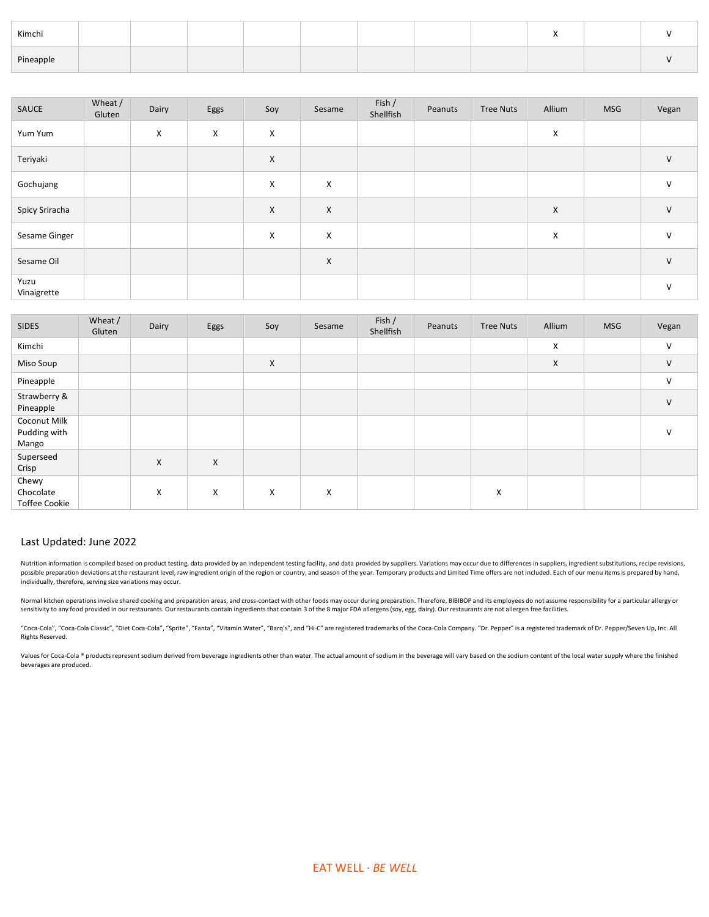| | Wheat / Gluten | Dairy | Eggs | Soy | Sesame | Fish / Shellfish | Peanuts | Tree Nuts | Allium | MSG | Vegan |
|---|---|---|---|---|---|---|---|---|---|---|---|
| Kimchi | | | | | | | | | X | | V |
| Pineapple | | | | | | | | | | | V |

| SAUCE | Wheat / Gluten | Dairy | Eggs | Soy | Sesame | Fish / Shellfish | Peanuts | Tree Nuts | Allium | MSG | Vegan |
|---|---|---|---|---|---|---|---|---|---|---|---|
| Yum Yum | | X | X | X | | | | | X | | |
| Teriyaki | | | | X | | | | | | | V |
| Gochujang | | | | X | X | | | | | | V |
| Spicy Sriracha | | | | X | X | | | | X | | V |
| Sesame Ginger | | | | X | X | | | | X | | V |
| Sesame Oil | | | | | X | | | | | | V |
| Yuzu Vinaigrette | | | | | | | | | | | V |

| SIDES | Wheat / Gluten | Dairy | Eggs | Soy | Sesame | Fish / Shellfish | Peanuts | Tree Nuts | Allium | MSG | Vegan |
|---|---|---|---|---|---|---|---|---|---|---|---|
| Kimchi | | | | | | | | | X | | V |
| Miso Soup | | | | X | | | | | X | | V |
| Pineapple | | | | | | | | | | | V |
| Strawberry & Pineapple | | | | | | | | | | | V |
| Coconut Milk Pudding with Mango | | | | | | | | | | | V |
| Superseed Crisp | | X | X | | | | | | | | |
| Chewy Chocolate Toffee Cookie | | X | X | X | X | | | X | | | |

Last Updated: June 2022

Nutrition information is compiled based on product testing, data provided by an independent testing facility, and data provided by suppliers. Variations may occur due to differences in suppliers, ingredient substitutions, recipe revisions, possible preparation deviations at the restaurant level, raw ingredient origin of the region or country, and season of the year. Temporary products and Limited Time offers are not included. Each of our menu items is prepared by hand, individually, therefore, serving size variations may occur.

Normal kitchen operations involve shared cooking and preparation areas, and cross-contact with other foods may occur during preparation. Therefore, BIBIBOP and its employees do not assume responsibility for a particular allergy or sensitivity to any food provided in our restaurants. Our restaurants contain ingredients that contain 3 of the 8 major FDA allergens (soy, egg, dairy). Our restaurants are not allergen free facilities.

"Coca-Cola", "Coca-Cola Classic", "Diet Coca-Cola", "Sprite", "Fanta", "Vitamin Water", "Barq's", and "Hi-C" are registered trademarks of the Coca-Cola Company. "Dr. Pepper" is a registered trademark of Dr. Pepper/Seven Up, Inc. All Rights Reserved.

Values for Coca-Cola ® products represent sodium derived from beverage ingredients other than water. The actual amount of sodium in the beverage will vary based on the sodium content of the local water supply where the finished beverages are produced.

EAT WELL · *BE WELL*